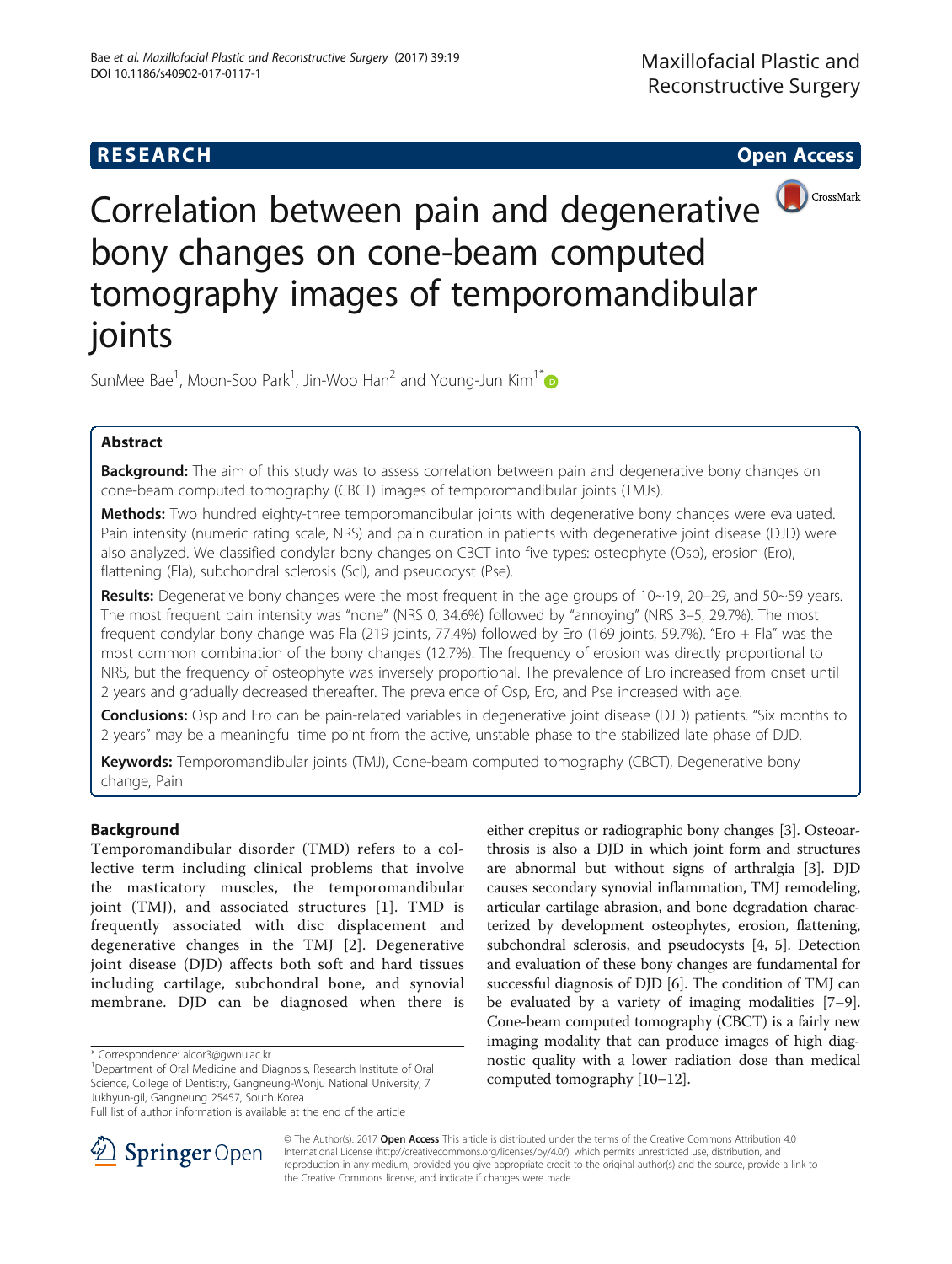**RESEARCH** **Open Access**

# Correlation between pain and degenerative bony changes on cone-beam computed tomography images of temporomandibular joints

SunMee Bae[1], Moon-Soo Park[1], Jin-Woo Han[2] and Young-Jun Kim[1*]

## Abstract

**Background:** The aim of this study was to assess correlation between pain and degenerative bony changes on cone-beam computed tomography (CBCT) images of temporomandibular joints (TMJs).

**Methods:** Two hundred eighty-three temporomandibular joints with degenerative bony changes were evaluated. Pain intensity (numeric rating scale, NRS) and pain duration in patients with degenerative joint disease (DJD) were also analyzed. We classified condylar bony changes on CBCT into five types: osteophyte (Osp), erosion (Ero), flattening (Fla), subchondral sclerosis (Scl), and pseudocyst (Pse).

**Results:** Degenerative bony changes were the most frequent in the age groups of 10~19, 20–29, and 50~59 years. The most frequent pain intensity was "none" (NRS 0, 34.6%) followed by "annoying" (NRS 3–5, 29.7%). The most frequent condylar bony change was Fla (219 joints, 77.4%) followed by Ero (169 joints, 59.7%). "Ero + Fla" was the most common combination of the bony changes (12.7%). The frequency of erosion was directly proportional to NRS, but the frequency of osteophyte was inversely proportional. The prevalence of Ero increased from onset until 2 years and gradually decreased thereafter. The prevalence of Osp, Ero, and Pse increased with age.

**Conclusions:** Osp and Ero can be pain-related variables in degenerative joint disease (DJD) patients. "Six months to 2 years" may be a meaningful time point from the active, unstable phase to the stabilized late phase of DJD.

**Keywords:** Temporomandibular joints (TMJ), Cone-beam computed tomography (CBCT), Degenerative bony change, Pain

## Background

Temporomandibular disorder (TMD) refers to a collective term including clinical problems that involve the masticatory muscles, the temporomandibular joint (TMJ), and associated structures [1]. TMD is frequently associated with disc displacement and degenerative changes in the TMJ [2]. Degenerative joint disease (DJD) affects both soft and hard tissues including cartilage, subchondral bone, and synovial membrane. DJD can be diagnosed when there is either crepitus or radiographic bony changes [3]. Osteoarthrosis is also a DJD in which joint form and structures are abnormal but without signs of arthralgia [3]. DJD causes secondary synovial inflammation, TMJ remodeling, articular cartilage abrasion, and bone degradation characterized by development osteophytes, erosion, flattening, subchondral sclerosis, and pseudocysts [4, 5]. Detection and evaluation of these bony changes are fundamental for successful diagnosis of DJD [6]. The condition of TMJ can be evaluated by a variety of imaging modalities [7–9]. Cone-beam computed tomography (CBCT) is a fairly new imaging modality that can produce images of high diagnostic quality with a lower radiation dose than medical computed tomography [10–12].

\* Correspondence: alcor3@gwnu.ac.kr
[1]Department of Oral Medicine and Diagnosis, Research Institute of Oral Science, College of Dentistry, Gangneung-Wonju National University, 7 Jukhyun-gil, Gangneung 25457, South Korea
Full list of author information is available at the end of the article

© The Author(s). 2017 **Open Access** This article is distributed under the terms of the Creative Commons Attribution 4.0 International License (http://creativecommons.org/licenses/by/4.0/), which permits unrestricted use, distribution, and reproduction in any medium, provided you give appropriate credit to the original author(s) and the source, provide a link to the Creative Commons license, and indicate if changes were made.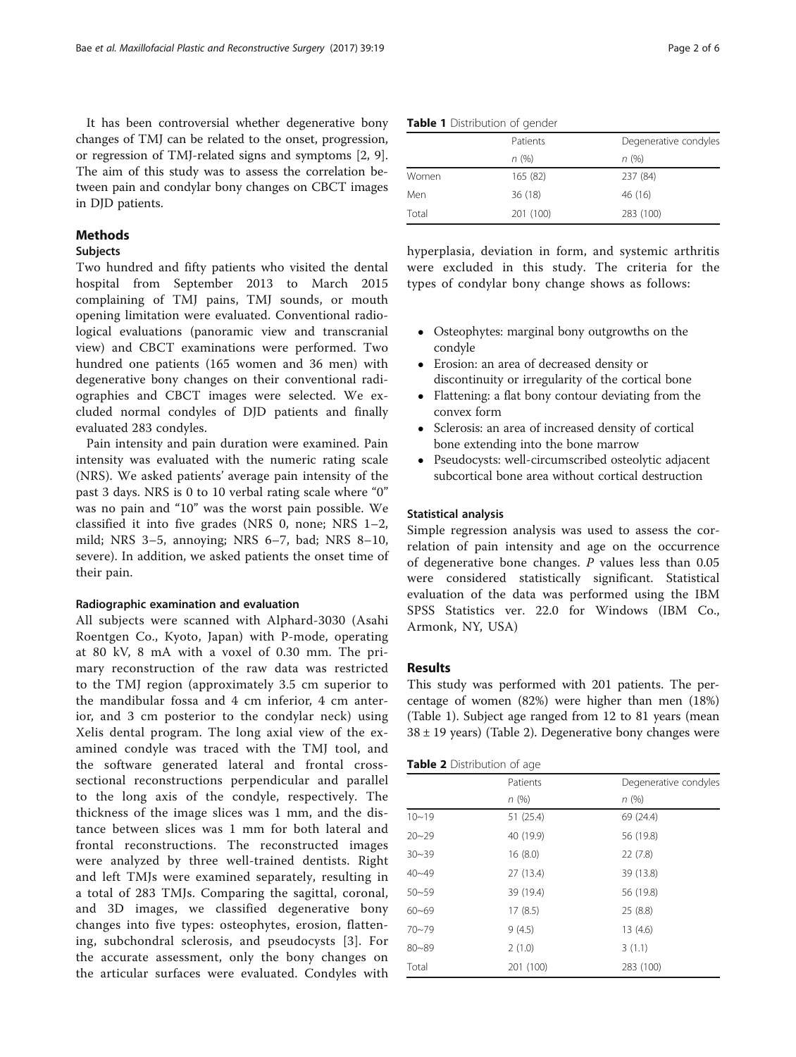It has been controversial whether degenerative bony changes of TMJ can be related to the onset, progression, or regression of TMJ-related signs and symptoms [2, 9]. The aim of this study was to assess the correlation between pain and condylar bony changes on CBCT images in DJD patients.

## Methods

### Subjects

Two hundred and fifty patients who visited the dental hospital from September 2013 to March 2015 complaining of TMJ pains, TMJ sounds, or mouth opening limitation were evaluated. Conventional radiological evaluations (panoramic view and transcranial view) and CBCT examinations were performed. Two hundred one patients (165 women and 36 men) with degenerative bony changes on their conventional radiographies and CBCT images were selected. We excluded normal condyles of DJD patients and finally evaluated 283 condyles.

Pain intensity and pain duration were examined. Pain intensity was evaluated with the numeric rating scale (NRS). We asked patients' average pain intensity of the past 3 days. NRS is 0 to 10 verbal rating scale where "0" was no pain and "10" was the worst pain possible. We classified it into five grades (NRS 0, none; NRS 1–2, mild; NRS 3–5, annoying; NRS 6–7, bad; NRS 8–10, severe). In addition, we asked patients the onset time of their pain.

#### Radiographic examination and evaluation

All subjects were scanned with Alphard-3030 (Asahi Roentgen Co., Kyoto, Japan) with P-mode, operating at 80 kV, 8 mA with a voxel of 0.30 mm. The primary reconstruction of the raw data was restricted to the TMJ region (approximately 3.5 cm superior to the mandibular fossa and 4 cm inferior, 4 cm anterior, and 3 cm posterior to the condylar neck) using Xelis dental program. The long axial view of the examined condyle was traced with the TMJ tool, and the software generated lateral and frontal cross-sectional reconstructions perpendicular and parallel to the long axis of the condyle, respectively. The thickness of the image slices was 1 mm, and the distance between slices was 1 mm for both lateral and frontal reconstructions. The reconstructed images were analyzed by three well-trained dentists. Right and left TMJs were examined separately, resulting in a total of 283 TMJs. Comparing the sagittal, coronal, and 3D images, we classified degenerative bony changes into five types: osteophytes, erosion, flattening, subchondral sclerosis, and pseudocysts [3]. For the accurate assessment, only the bony changes on the articular surfaces were evaluated. Condyles with hyperplasia, deviation in form, and systemic arthritis were excluded in this study. The criteria for the types of condylar bony change shows as follows:

- Osteophytes: marginal bony outgrowths on the condyle
- Erosion: an area of decreased density or discontinuity or irregularity of the cortical bone
- Flattening: a flat bony contour deviating from the convex form
- Sclerosis: an area of increased density of cortical bone extending into the bone marrow
- Pseudocysts: well-circumscribed osteolytic adjacent subcortical bone area without cortical destruction

**Table 1** Distribution of gender

| | Patients *n* (%) | Degenerative condyles *n* (%) |
|---|---|---|
| Women | 165 (82) | 237 (84) |
| Men | 36 (18) | 46 (16) |
| Total | 201 (100) | 283 (100) |

#### Statistical analysis

Simple regression analysis was used to assess the correlation of pain intensity and age on the occurrence of degenerative bone changes. $P$ values less than 0.05 were considered statistically significant. Statistical evaluation of the data was performed using the IBM SPSS Statistics ver. 22.0 for Windows (IBM Co., Armonk, NY, USA)

## Results

This study was performed with 201 patients. The percentage of women (82%) were higher than men (18%) (Table 1). Subject age ranged from 12 to 81 years (mean $38 \pm 19$ years) (Table 2). Degenerative bony changes were

**Table 2** Distribution of age

| | Patients *n* (%) | Degenerative condyles *n* (%) |
|---|---|---|
| 10~19 | 51 (25.4) | 69 (24.4) |
| 20~29 | 40 (19.9) | 56 (19.8) |
| 30~39 | 16 (8.0) | 22 (7.8) |
| 40~49 | 27 (13.4) | 39 (13.8) |
| 50~59 | 39 (19.4) | 56 (19.8) |
| 60~69 | 17 (8.5) | 25 (8.8) |
| 70~79 | 9 (4.5) | 13 (4.6) |
| 80~89 | 2 (1.0) | 3 (1.1) |
| Total | 201 (100) | 283 (100) |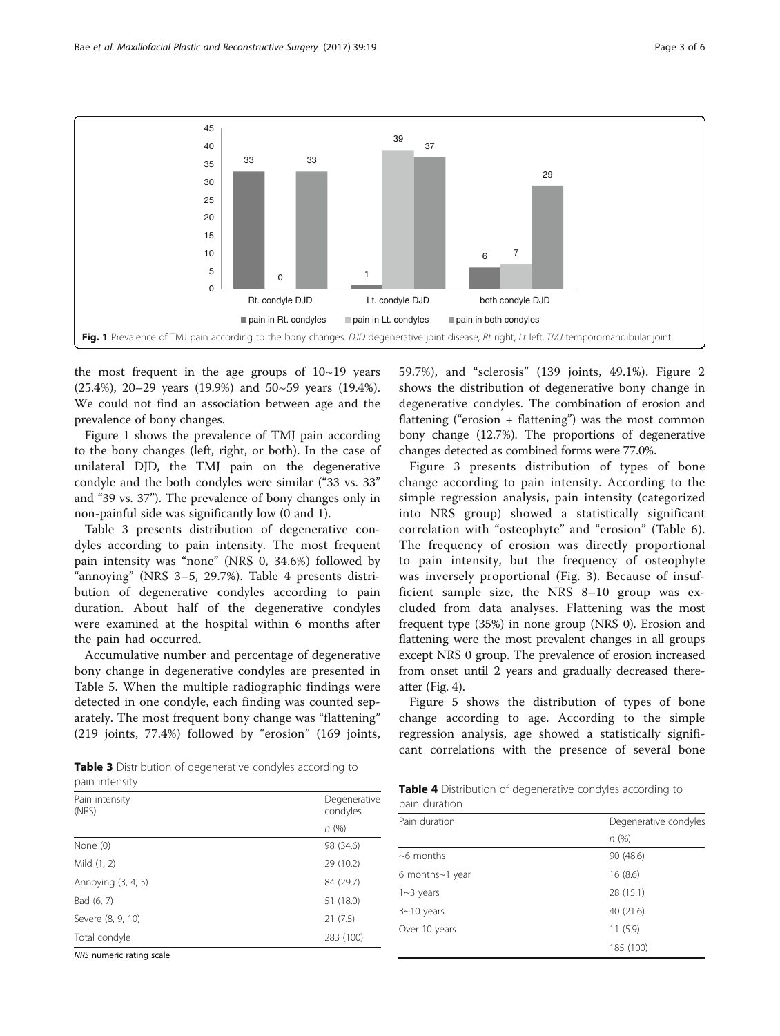45
40
35
30
25
20
15
10
5
0

33 33 0 1 39 37 6 7 29

Rt. condyle DJD

Lt. condyle DJD

both condyle DJD

pain in Rt. condyles

pain in Lt. condyles

pain in both condyles

**Fig. 1** Prevalence of TMJ pain according to the bony changes. *DJD* degenerative joint disease, *Rt* right, *Lt* left, *TMJ* temporomandibular joint

the most frequent in the age groups of 10~19 years (25.4%), 20–29 years (19.9%) and 50~59 years (19.4%). We could not find an association between age and the prevalence of bony changes.

Figure 1 shows the prevalence of TMJ pain according to the bony changes (left, right, or both). In the case of unilateral DJD, the TMJ pain on the degenerative condyle and the both condyles were similar ("33 vs. 33" and "39 vs. 37"). The prevalence of bony changes only in non-painful side was significantly low (0 and 1).

Table 3 presents distribution of degenerative condyles according to pain intensity. The most frequent pain intensity was "none" (NRS 0, 34.6%) followed by "annoying" (NRS 3–5, 29.7%). Table 4 presents distribution of degenerative condyles according to pain duration. About half of the degenerative condyles were examined at the hospital within 6 months after the pain had occurred.

Accumulative number and percentage of degenerative bony change in degenerative condyles are presented in Table 5. When the multiple radiographic findings were detected in one condyle, each finding was counted separately. The most frequent bony change was "flattening" (219 joints, 77.4%) followed by "erosion" (169 joints, 59.7%), and "sclerosis" (139 joints, 49.1%). Figure 2 shows the distribution of degenerative bony change in degenerative condyles. The combination of erosion and flattening ("erosion + flattening") was the most common bony change (12.7%). The proportions of degenerative changes detected as combined forms were 77.0%.

Figure 3 presents distribution of types of bone change according to pain intensity. According to the simple regression analysis, pain intensity (categorized into NRS group) showed a statistically significant correlation with "osteophyte" and "erosion" (Table 6). The frequency of erosion was directly proportional to pain intensity, but the frequency of osteophyte was inversely proportional (Fig. 3). Because of insufficient sample size, the NRS 8–10 group was excluded from data analyses. Flattening was the most frequent type (35%) in none group (NRS 0). Erosion and flattening were the most prevalent changes in all groups except NRS 0 group. The prevalence of erosion increased from onset until 2 years and gradually decreased thereafter (Fig. 4).

Figure 5 shows the distribution of types of bone change according to age. According to the simple regression analysis, age showed a statistically significant correlations with the presence of several bone

**Table 3** Distribution of degenerative condyles according to pain intensity

| Pain intensity (NRS) | Degenerative condyles |
|---|---|
| | *n* (%) |
| None (0) | 98 (34.6) |
| Mild (1, 2) | 29 (10.2) |
| Annoying (3, 4, 5) | 84 (29.7) |
| Bad (6, 7) | 51 (18.0) |
| Severe (8, 9, 10) | 21 (7.5) |
| Total condyle | 283 (100) |

*NRS* numeric rating scale

**Table 4** Distribution of degenerative condyles according to pain duration

| Pain duration | Degenerative condyles |
|---|---|
| | *n* (%) |
| ~6 months | 90 (48.6) |
| 6 months~1 year | 16 (8.6) |
| 1~3 years | 28 (15.1) |
| 3~10 years | 40 (21.6) |
| Over 10 years | 11 (5.9) |
| | 185 (100) |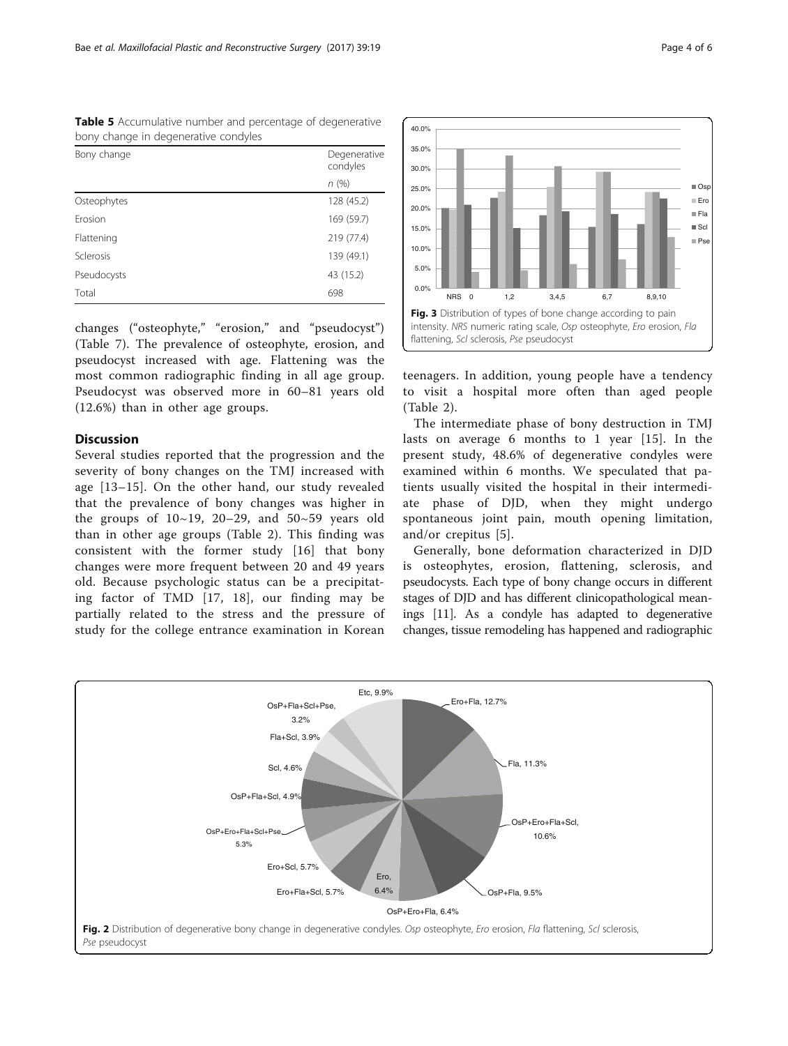**Table 5** Accumulative number and percentage of degenerative bony change in degenerative condyles

| Bony change | Degenerative condyles |
|---|---|
| | n (%) |
| Osteophytes | 128 (45.2) |
| Erosion | 169 (59.7) |
| Flattening | 219 (77.4) |
| Sclerosis | 139 (49.1) |
| Pseudocysts | 43 (15.2) |
| Total | 698 |

changes ("osteophyte," "erosion," and "pseudocyst") (Table 7). The prevalence of osteophyte, erosion, and pseudocyst increased with age. Flattening was the most common radiographic finding in all age group. Pseudocyst was observed more in 60–81 years old (12.6%) than in other age groups.

## Discussion

Several studies reported that the progression and the severity of bony changes on the TMJ increased with age [13–15]. On the other hand, our study revealed that the prevalence of bony changes was higher in the groups of 10~19, 20–29, and 50~59 years old than in other age groups (Table 2). This finding was consistent with the former study [16] that bony changes were more frequent between 20 and 49 years old. Because psychologic status can be a precipitating factor of TMD [17, 18], our finding may be partially related to the stress and the pressure of study for the college entrance examination in Korean teenagers. In addition, young people have a tendency to visit a hospital more often than aged people (Table 2).

40.0%
35.0%
30.0%
25.0%
20.0%
15.0%
10.0%
5.0%
0.0%
NRS 0
1,2
3,4,5
6,7
8,9,10
Osp
Ero
Fla
Scl
Pse

**Fig. 3** Distribution of types of bone change according to pain intensity. *NRS* numeric rating scale, *Osp* osteophyte, *Ero* erosion, *Fla* flattening, *Scl* sclerosis, *Pse* pseudocyst

The intermediate phase of bony destruction in TMJ lasts on average 6 months to 1 year [15]. In the present study, 48.6% of degenerative condyles were examined within 6 months. We speculated that patients usually visited the hospital in their intermediate phase of DJD, when they might undergo spontaneous joint pain, mouth opening limitation, and/or crepitus [5].

Generally, bone deformation characterized in DJD is osteophytes, erosion, flattening, sclerosis, and pseudocysts. Each type of bony change occurs in different stages of DJD and has different clinicopathological meanings [11]. As a condyle has adapted to degenerative changes, tissue remodeling has happened and radiographic

Etc, 9.9%
Ero+Fla, 12.7%
Fla, 11.3%
OsP+Ero+Fla+Scl, 10.6%
OsP+Fla, 9.5%
OsP+Ero+Fla, 6.4%
Ero, 6.4%
Ero+Fla+Scl, 5.7%
Ero+Scl, 5.7%
OsP+Ero+Fla+Scl+Pse, 5.3%
OsP+Fla+Scl, 4.9%
Scl, 4.6%
Fla+Scl, 3.9%
OsP+Fla+Scl+Pse, 3.2%

**Fig. 2** Distribution of degenerative bony change in degenerative condyles. *Osp* osteophyte, *Ero* erosion, *Fla* flattening, *Scl* sclerosis, *Pse* pseudocyst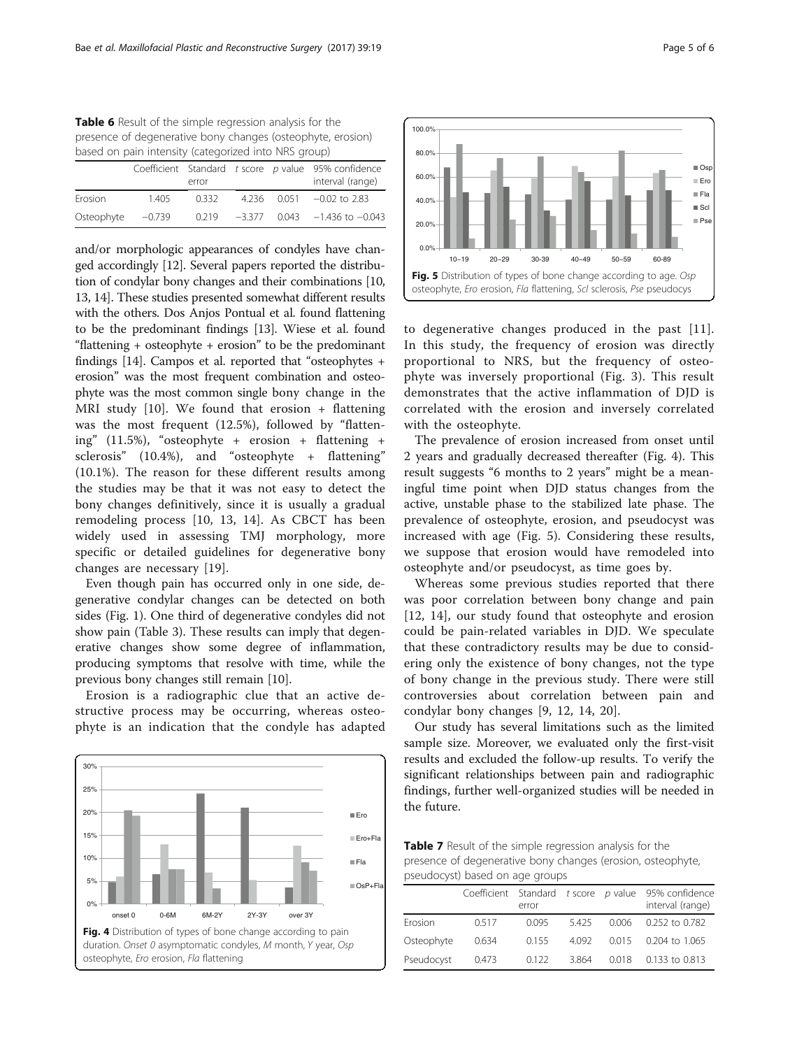**Table 6** Result of the simple regression analysis for the presence of degenerative bony changes (osteophyte, erosion) based on pain intensity (categorized into NRS group)

| | Coefficient | Standard error | t score | p value | 95% confidence interval (range) |
|---|---|---|---|---|---|
| Erosion | 1.405 | 0.332 | 4.236 | 0.051 | −0.02 to 2.83 |
| Osteophyte | −0.739 | 0.219 | −3.377 | 0.043 | −1.436 to −0.043 |

and/or morphologic appearances of condyles have changed accordingly [12]. Several papers reported the distribution of condylar bony changes and their combinations [10, 13, 14]. These studies presented somewhat different results with the others. Dos Anjos Pontual et al. found flattening to be the predominant findings [13]. Wiese et al. found "flattening + osteophyte + erosion" to be the predominant findings [14]. Campos et al. reported that "osteophytes + erosion" was the most frequent combination and osteophyte was the most common single bony change in the MRI study [10]. We found that erosion + flattening was the most frequent (12.5%), followed by "flattening" (11.5%), "osteophyte + erosion + flattening + sclerosis" (10.4%), and "osteophyte + flattening" (10.1%). The reason for these different results among the studies may be that it was not easy to detect the bony changes definitively, since it is usually a gradual remodeling process [10, 13, 14]. As CBCT has been widely used in assessing TMJ morphology, more specific or detailed guidelines for degenerative bony changes are necessary [19].

Even though pain has occurred only in one side, degenerative condylar changes can be detected on both sides (Fig. 1). One third of degenerative condyles did not show pain (Table 3). These results can imply that degenerative changes show some degree of inflammation, producing symptoms that resolve with time, while the previous bony changes still remain [10].

Erosion is a radiographic clue that an active destructive process may be occurring, whereas osteophyte is an indication that the condyle has adapted to degenerative changes produced in the past [11]. In this study, the frequency of erosion was directly proportional to NRS, but the frequency of osteophyte was inversely proportional (Fig. 3). This result demonstrates that the active inflammation of DJD is correlated with the erosion and inversely correlated with the osteophyte.

30%
25%
20%
15%
10%
5%
0%
onset 0
0-6M
6M-2Y
2Y-3Y
over 3Y
Ero
Ero+Fla
Fla
OsP+Fla

**Fig. 4** Distribution of types of bone change according to pain duration. *Onset 0* asymptomatic condyles, *M* month, *Y* year, *Osp* osteophyte, *Ero* erosion, *Fla* flattening

100.0%
80.0%
60.0%
40.0%
20.0%
0.0%
10–19
20–29
30-39
40–49
50–59
60-89
Osp
Ero
Fla
Scl
Pse

**Fig. 5** Distribution of types of bone change according to age. *Osp* osteophyte, *Ero* erosion, *Fla* flattening, *Scl* sclerosis, *Pse* pseudocys

The prevalence of erosion increased from onset until 2 years and gradually decreased thereafter (Fig. 4). This result suggests "6 months to 2 years" might be a meaningful time point when DJD status changes from the active, unstable phase to the stabilized late phase. The prevalence of osteophyte, erosion, and pseudocyst was increased with age (Fig. 5). Considering these results, we suppose that erosion would have remodeled into osteophyte and/or pseudocyst, as time goes by.

Whereas some previous studies reported that there was poor correlation between bony change and pain [12, 14], our study found that osteophyte and erosion could be pain-related variables in DJD. We speculate that these contradictory results may be due to considering only the existence of bony changes, not the type of bony change in the previous study. There were still controversies about correlation between pain and condylar bony changes [9, 12, 14, 20].

Our study has several limitations such as the limited sample size. Moreover, we evaluated only the first-visit results and excluded the follow-up results. To verify the significant relationships between pain and radiographic findings, further well-organized studies will be needed in the future.

**Table 7** Result of the simple regression analysis for the presence of degenerative bony changes (erosion, osteophyte, pseudocyst) based on age groups

| | Coefficient | Standard error | t score | p value | 95% confidence interval (range) |
|---|---|---|---|---|---|
| Erosion | 0.517 | 0.095 | 5.425 | 0.006 | 0.252 to 0.782 |
| Osteophyte | 0.634 | 0.155 | 4.092 | 0.015 | 0.204 to 1.065 |
| Pseudocyst | 0.473 | 0.122 | 3.864 | 0.018 | 0.133 to 0.813 |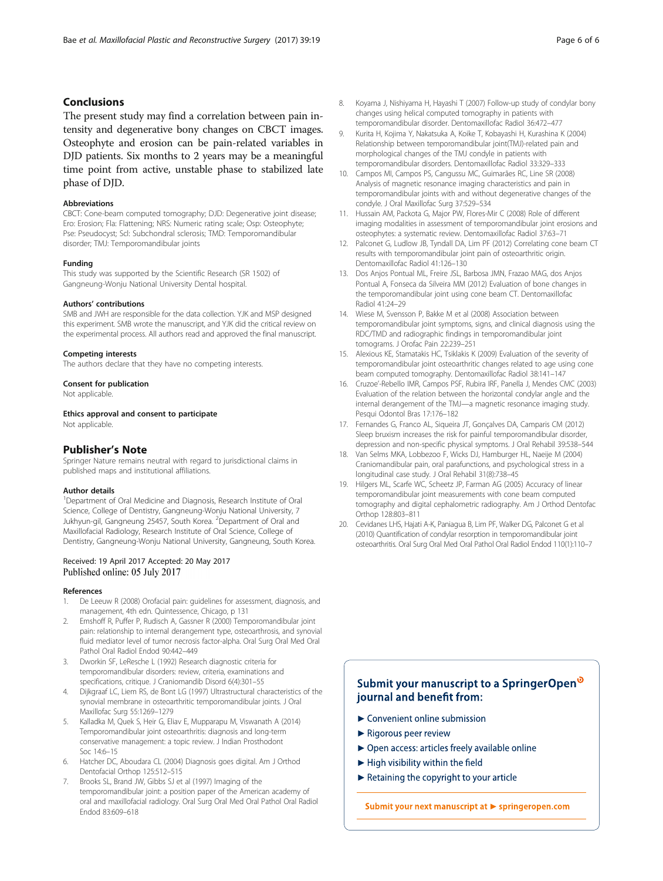## Conclusions

The present study may find a correlation between pain intensity and degenerative bony changes on CBCT images. Osteophyte and erosion can be pain-related variables in DJD patients. Six months to 2 years may be a meaningful time point from active, unstable phase to stabilized late phase of DJD.

### Abbreviations

CBCT: Cone-beam computed tomography; DJD: Degenerative joint disease; Ero: Erosion; Fla: Flattening; NRS: Numeric rating scale; Osp: Osteophyte; Pse: Pseudocyst; Scl: Subchondral sclerosis; TMD: Temporomandibular disorder; TMJ: Temporomandibular joints

### Funding

This study was supported by the Scientific Research (SR 1502) of Gangneung-Wonju National University Dental hospital.

### Authors' contributions

SMB and JWH are responsible for the data collection. YJK and MSP designed this experiment. SMB wrote the manuscript, and YJK did the critical review on the experimental process. All authors read and approved the final manuscript.

### Competing interests

The authors declare that they have no competing interests.

### Consent for publication

Not applicable.

### Ethics approval and consent to participate

Not applicable.

## Publisher's Note

Springer Nature remains neutral with regard to jurisdictional claims in published maps and institutional affiliations.

### Author details

[1]Department of Oral Medicine and Diagnosis, Research Institute of Oral Science, College of Dentistry, Gangneung-Wonju National University, 7 Jukhyun-gil, Gangneung 25457, South Korea. [2]Department of Oral and Maxillofacial Radiology, Research Institute of Oral Science, College of Dentistry, Gangneung-Wonju National University, Gangneung, South Korea.

Received: 19 April 2017 Accepted: 20 May 2017
Published online: 05 July 2017

### References

1. De Leeuw R (2008) Orofacial pain: guidelines for assessment, diagnosis, and management, 4th edn. Quintessence, Chicago, p 131
2. Emshoff R, Puffer P, Rudisch A, Gassner R (2000) Temporomandibular joint pain: relationship to internal derangement type, osteoarthrosis, and synovial fluid mediator level of tumor necrosis factor-alpha. Oral Surg Oral Med Oral Pathol Oral Radiol Endod 90:442–449
3. Dworkin SF, LeResche L (1992) Research diagnostic criteria for temporomandibular disorders: review, criteria, examinations and specifications, critique. J Craniomandib Disord 6(4):301–55
4. Dijkgraaf LC, Liem RS, de Bont LG (1997) Ultrastructural characteristics of the synovial membrane in osteoarthritic temporomandibular joints. J Oral Maxillofac Surg 55:1269–1279
5. Kalladka M, Quek S, Heir G, Eliav E, Mupparapu M, Viswanath A (2014) Temporomandibular joint osteoarthritis: diagnosis and long-term conservative management: a topic review. J Indian Prosthodont Soc 14:6–15
6. Hatcher DC, Aboudara CL (2004) Diagnosis goes digital. Am J Orthod Dentofacial Orthop 125:512–515
7. Brooks SL, Brand JW, Gibbs SJ et al (1997) Imaging of the temporomandibular joint: a position paper of the American academy of oral and maxillofacial radiology. Oral Surg Oral Med Oral Pathol Oral Radiol Endod 83:609–618
8. Koyama J, Nishiyama H, Hayashi T (2007) Follow-up study of condylar bony changes using helical computed tomography in patients with temporomandibular disorder. Dentomaxillofac Radiol 36:472–477
9. Kurita H, Kojima Y, Nakatsuka A, Koike T, Kobayashi H, Kurashina K (2004) Relationship between temporomandibular joint(TMJ)-related pain and morphological changes of the TMJ condyle in patients with temporomandibular disorders. Dentomaxillofac Radiol 33:329–333
10. Campos MI, Campos PS, Cangussu MC, Guimarães RC, Line SR (2008) Analysis of magnetic resonance imaging characteristics and pain in temporomandibular joints with and without degenerative changes of the condyle. J Oral Maxillofac Surg 37:529–534
11. Hussain AM, Packota G, Major PW, Flores-Mir C (2008) Role of different imaging modalities in assessment of temporomandibular joint erosions and osteophytes: a systematic review. Dentomaxillofac Radiol 37:63–71
12. Palconet G, Ludlow JB, Tyndall DA, Lim PF (2012) Correlating cone beam CT results with temporomandibular joint pain of osteoarthritic origin. Dentomaxillofac Radiol 41:126–130
13. Dos Anjos Pontual ML, Freire JSL, Barbosa JMN, Frazao MAG, dos Anjos Pontual A, Fonseca da Silveira MM (2012) Evaluation of bone changes in the temporomandibular joint using cone beam CT. Dentomaxillofac Radiol 41:24–29
14. Wiese M, Svensson P, Bakke M et al (2008) Association between temporomandibular joint symptoms, signs, and clinical diagnosis using the RDC/TMD and radiographic findings in temporomandibular joint tomograms. J Orofac Pain 22:239–251
15. Alexious KE, Stamatakis HC, Tsiklakis K (2009) Evaluation of the severity of temporomandibular joint osteoarthritic changes related to age using cone beam computed tomography. Dentomaxillofac Radiol 38:141–147
16. Cruzoe'-Rebello IMR, Campos PSF, Rubira IRF, Panella J, Mendes CMC (2003) Evaluation of the relation between the horizontal condylar angle and the internal derangement of the TMJ—a magnetic resonance imaging study. Pesqui Odontol Bras 17:176–182
17. Fernandes G, Franco AL, Siqueira JT, Gonçalves DA, Camparis CM (2012) Sleep bruxism increases the risk for painful temporomandibular disorder, depression and non-specific physical symptoms. J Oral Rehabil 39:538–544
18. Van Selms MKA, Lobbezoo F, Wicks DJ, Hamburger HL, Naeije M (2004) Craniomandibular pain, oral parafunctions, and psychological stress in a longitudinal case study. J Oral Rehabil 31(8):738–45
19. Hilgers ML, Scarfe WC, Scheetz JP, Farman AG (2005) Accuracy of linear temporomandibular joint measurements with cone beam computed tomography and digital cephalometric radiography. Am J Orthod Dentofac Orthop 128:803–811
20. Cevidanes LHS, Hajati A-K, Paniagua B, Lim PF, Walker DG, Palconet G et al (2010) Quantification of condylar resorption in temporomandibular joint osteoarthritis. Oral Surg Oral Med Oral Pathol Oral Radiol Endod 110(1):110–7

**Submit your manuscript to a SpringerOpen journal and benefit from:**

- ► Convenient online submission
- ► Rigorous peer review
- ► Open access: articles freely available online
- ► High visibility within the field
- ► Retaining the copyright to your article

Submit your next manuscript at ► springeropen.com